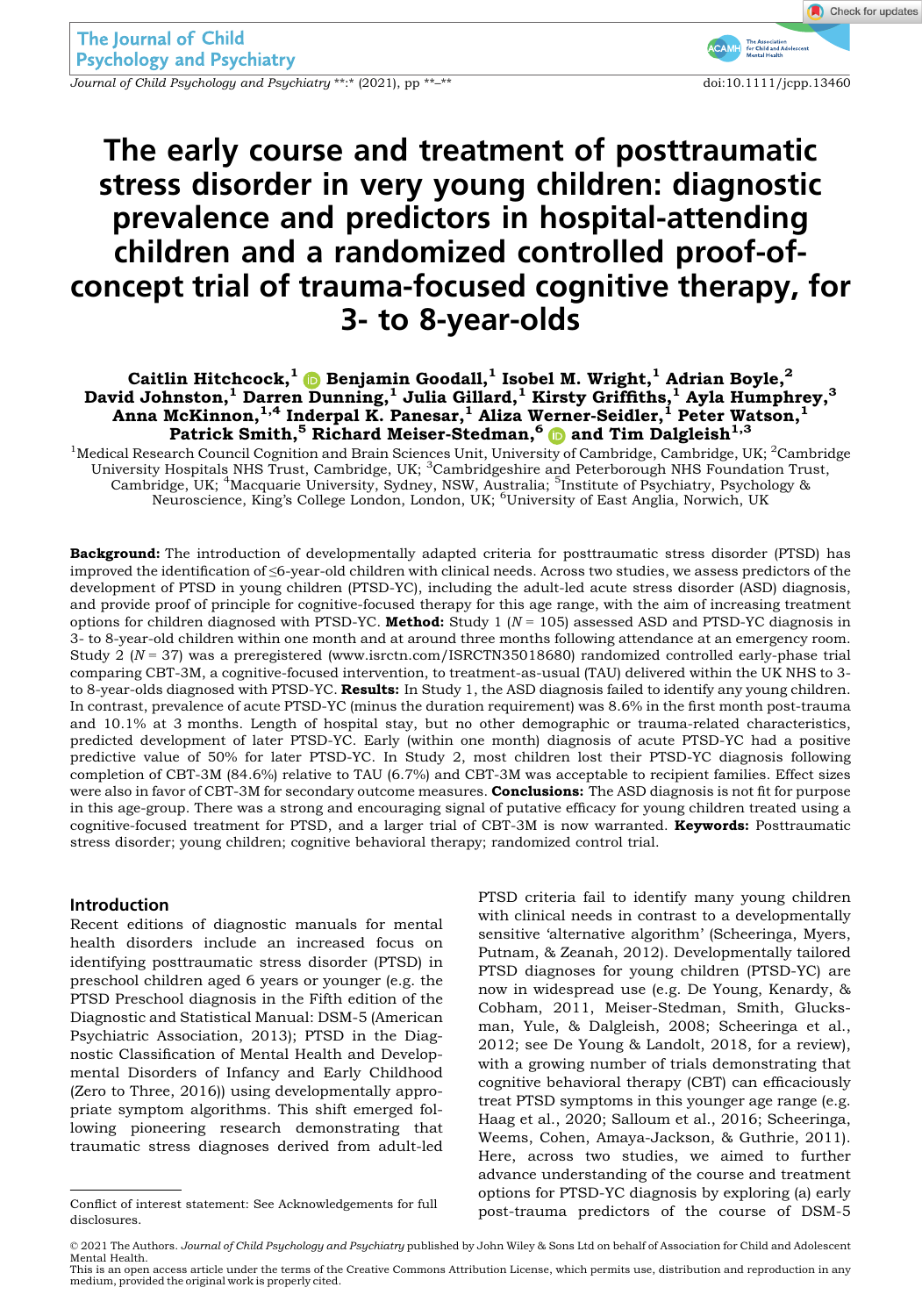# The early course and treatment of posttraumatic stress disorder in very young children: diagnostic prevalence and predictors in hospital-attending children and a randomized controlled proof-of-concept trial of trauma-focused cognitive therapy, for 3- to 8-year-olds

**Caitlin Hitchcock,[1] Benjamin Goodall,[1] Isobel M. Wright,[1] Adrian Boyle,[2] David Johnston,[1] Darren Dunning,[1] Julia Gillard,[1] Kirsty Griffiths,[1] Ayla Humphrey,[3] Anna McKinnon,[1,4] Inderpal K. Panesar,[1] Aliza Werner-Seidler,[1] Peter Watson,[1] Patrick Smith,[5] Richard Meiser-Stedman,[6] and Tim Dalgleish[1,3]**

[1]Medical Research Council Cognition and Brain Sciences Unit, University of Cambridge, Cambridge, UK; [2]Cambridge University Hospitals NHS Trust, Cambridge, UK; [3]Cambridgeshire and Peterborough NHS Foundation Trust, Cambridge, UK; [4]Macquarie University, Sydney, NSW, Australia; [5]Institute of Psychiatry, Psychology & Neuroscience, King's College London, London, UK; [6]University of East Anglia, Norwich, UK

**Background:** The introduction of developmentally adapted criteria for posttraumatic stress disorder (PTSD) has improved the identification of ≤6-year-old children with clinical needs. Across two studies, we assess predictors of the development of PTSD in young children (PTSD-YC), including the adult-led acute stress disorder (ASD) diagnosis, and provide proof of principle for cognitive-focused therapy for this age range, with the aim of increasing treatment options for children diagnosed with PTSD-YC. **Method:** Study 1 ($N$ = 105) assessed ASD and PTSD-YC diagnosis in 3- to 8-year-old children within one month and at around three months following attendance at an emergency room. Study 2 ($N$ = 37) was a preregistered (www.isrctn.com/ISRCTN35018680) randomized controlled early-phase trial comparing CBT-3M, a cognitive-focused intervention, to treatment-as-usual (TAU) delivered within the UK NHS to 3- to 8-year-olds diagnosed with PTSD-YC. **Results:** In Study 1, the ASD diagnosis failed to identify any young children. In contrast, prevalence of acute PTSD-YC (minus the duration requirement) was 8.6% in the first month post-trauma and 10.1% at 3 months. Length of hospital stay, but no other demographic or trauma-related characteristics, predicted development of later PTSD-YC. Early (within one month) diagnosis of acute PTSD-YC had a positive predictive value of 50% for later PTSD-YC. In Study 2, most children lost their PTSD-YC diagnosis following completion of CBT-3M (84.6%) relative to TAU (6.7%) and CBT-3M was acceptable to recipient families. Effect sizes were also in favor of CBT-3M for secondary outcome measures. **Conclusions:** The ASD diagnosis is not fit for purpose in this age-group. There was a strong and encouraging signal of putative efficacy for young children treated using a cognitive-focused treatment for PTSD, and a larger trial of CBT-3M is now warranted. **Keywords:** Posttraumatic stress disorder; young children; cognitive behavioral therapy; randomized control trial.

## Introduction

Recent editions of diagnostic manuals for mental health disorders include an increased focus on identifying posttraumatic stress disorder (PTSD) in preschool children aged 6 years or younger (e.g. the PTSD Preschool diagnosis in the Fifth edition of the Diagnostic and Statistical Manual: DSM-5 (American Psychiatric Association, 2013); PTSD in the Diagnostic Classification of Mental Health and Developmental Disorders of Infancy and Early Childhood (Zero to Three, 2016)) using developmentally appropriate symptom algorithms. This shift emerged following pioneering research demonstrating that traumatic stress diagnoses derived from adult-led PTSD criteria fail to identify many young children with clinical needs in contrast to a developmentally sensitive 'alternative algorithm' (Scheeringa, Myers, Putnam, & Zeanah, 2012). Developmentally tailored PTSD diagnoses for young children (PTSD-YC) are now in widespread use (e.g. De Young, Kenardy, & Cobham, 2011, Meiser-Stedman, Smith, Glucksman, Yule, & Dalgleish, 2008; Scheeringa et al., 2012; see De Young & Landolt, 2018, for a review), with a growing number of trials demonstrating that cognitive behavioral therapy (CBT) can efficaciously treat PTSD symptoms in this younger age range (e.g. Haag et al., 2020; Salloum et al., 2016; Scheeringa, Weems, Cohen, Amaya-Jackson, & Guthrie, 2011). Here, across two studies, we aimed to further advance understanding of the course and treatment options for PTSD-YC diagnosis by exploring (a) early post-trauma predictors of the course of DSM-5

Conflict of interest statement: See Acknowledgements for full disclosures.

© 2021 The Authors. *Journal of Child Psychology and Psychiatry* published by John Wiley & Sons Ltd on behalf of Association for Child and Adolescent Mental Health.
This is an open access article under the terms of the Creative Commons Attribution License, which permits use, distribution and reproduction in any medium, provided the original work is properly cited.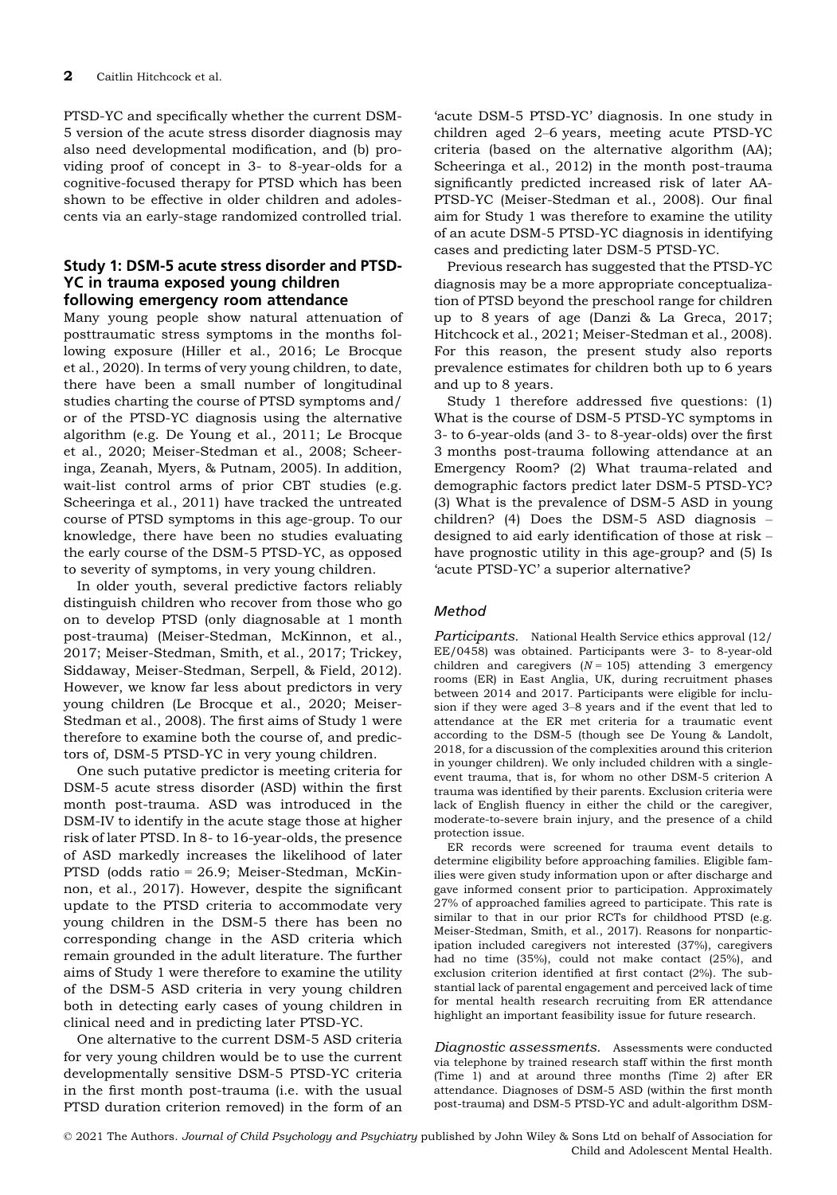PTSD-YC and specifically whether the current DSM-5 version of the acute stress disorder diagnosis may also need developmental modification, and (b) providing proof of concept in 3- to 8-year-olds for a cognitive-focused therapy for PTSD which has been shown to be effective in older children and adolescents via an early-stage randomized controlled trial.

## Study 1: DSM-5 acute stress disorder and PTSD-YC in trauma exposed young children following emergency room attendance

Many young people show natural attenuation of posttraumatic stress symptoms in the months following exposure (Hiller et al., 2016; Le Brocque et al., 2020). In terms of very young children, to date, there have been a small number of longitudinal studies charting the course of PTSD symptoms and/or of the PTSD-YC diagnosis using the alternative algorithm (e.g. De Young et al., 2011; Le Brocque et al., 2020; Meiser-Stedman et al., 2008; Scheeringa, Zeanah, Myers, & Putnam, 2005). In addition, wait-list control arms of prior CBT studies (e.g. Scheeringa et al., 2011) have tracked the untreated course of PTSD symptoms in this age-group. To our knowledge, there have been no studies evaluating the early course of the DSM-5 PTSD-YC, as opposed to severity of symptoms, in very young children.

In older youth, several predictive factors reliably distinguish children who recover from those who go on to develop PTSD (only diagnosable at 1 month post-trauma) (Meiser-Stedman, McKinnon, et al., 2017; Meiser-Stedman, Smith, et al., 2017; Trickey, Siddaway, Meiser-Stedman, Serpell, & Field, 2012). However, we know far less about predictors in very young children (Le Brocque et al., 2020; Meiser-Stedman et al., 2008). The first aims of Study 1 were therefore to examine both the course of, and predictors of, DSM-5 PTSD-YC in very young children.

One such putative predictor is meeting criteria for DSM-5 acute stress disorder (ASD) within the first month post-trauma. ASD was introduced in the DSM-IV to identify in the acute stage those at higher risk of later PTSD. In 8- to 16-year-olds, the presence of ASD markedly increases the likelihood of later PTSD (odds ratio = 26.9; Meiser-Stedman, McKinnon, et al., 2017). However, despite the significant update to the PTSD criteria to accommodate very young children in the DSM-5 there has been no corresponding change in the ASD criteria which remain grounded in the adult literature. The further aims of Study 1 were therefore to examine the utility of the DSM-5 ASD criteria in very young children both in detecting early cases of young children in clinical need and in predicting later PTSD-YC.

One alternative to the current DSM-5 ASD criteria for very young children would be to use the current developmentally sensitive DSM-5 PTSD-YC criteria in the first month post-trauma (i.e. with the usual PTSD duration criterion removed) in the form of an 'acute DSM-5 PTSD-YC' diagnosis. In one study in children aged 2–6 years, meeting acute PTSD-YC criteria (based on the alternative algorithm (AA); Scheeringa et al., 2012) in the month post-trauma significantly predicted increased risk of later AA-PTSD-YC (Meiser-Stedman et al., 2008). Our final aim for Study 1 was therefore to examine the utility of an acute DSM-5 PTSD-YC diagnosis in identifying cases and predicting later DSM-5 PTSD-YC.

Previous research has suggested that the PTSD-YC diagnosis may be a more appropriate conceptualization of PTSD beyond the preschool range for children up to 8 years of age (Danzi & La Greca, 2017; Hitchcock et al., 2021; Meiser-Stedman et al., 2008). For this reason, the present study also reports prevalence estimates for children both up to 6 years and up to 8 years.

Study 1 therefore addressed five questions: (1) What is the course of DSM-5 PTSD-YC symptoms in 3- to 6-year-olds (and 3- to 8-year-olds) over the first 3 months post-trauma following attendance at an Emergency Room? (2) What trauma-related and demographic factors predict later DSM-5 PTSD-YC? (3) What is the prevalence of DSM-5 ASD in young children? (4) Does the DSM-5 ASD diagnosis – designed to aid early identification of those at risk – have prognostic utility in this age-group? and (5) Is 'acute PTSD-YC' a superior alternative?

### Method

*Participants.* National Health Service ethics approval (12/EE/0458) was obtained. Participants were 3- to 8-year-old children and caregivers ($N = 105$) attending 3 emergency rooms (ER) in East Anglia, UK, during recruitment phases between 2014 and 2017. Participants were eligible for inclusion if they were aged 3–8 years and if the event that led to attendance at the ER met criteria for a traumatic event according to the DSM-5 (though see De Young & Landolt, 2018, for a discussion of the complexities around this criterion in younger children). We only included children with a single-event trauma, that is, for whom no other DSM-5 criterion A trauma was identified by their parents. Exclusion criteria were lack of English fluency in either the child or the caregiver, moderate-to-severe brain injury, and the presence of a child protection issue.

ER records were screened for trauma event details to determine eligibility before approaching families. Eligible families were given study information upon or after discharge and gave informed consent prior to participation. Approximately 27% of approached families agreed to participate. This rate is similar to that in our prior RCTs for childhood PTSD (e.g. Meiser-Stedman, Smith, et al., 2017). Reasons for nonparticipation included caregivers not interested (37%), caregivers had no time (35%), could not make contact (25%), and exclusion criterion identified at first contact (2%). The substantial lack of parental engagement and perceived lack of time for mental health research recruiting from ER attendance highlight an important feasibility issue for future research.

*Diagnostic assessments.* Assessments were conducted via telephone by trained research staff within the first month (Time 1) and at around three months (Time 2) after ER attendance. Diagnoses of DSM-5 ASD (within the first month post-trauma) and DSM-5 PTSD-YC and adult-algorithm DSM-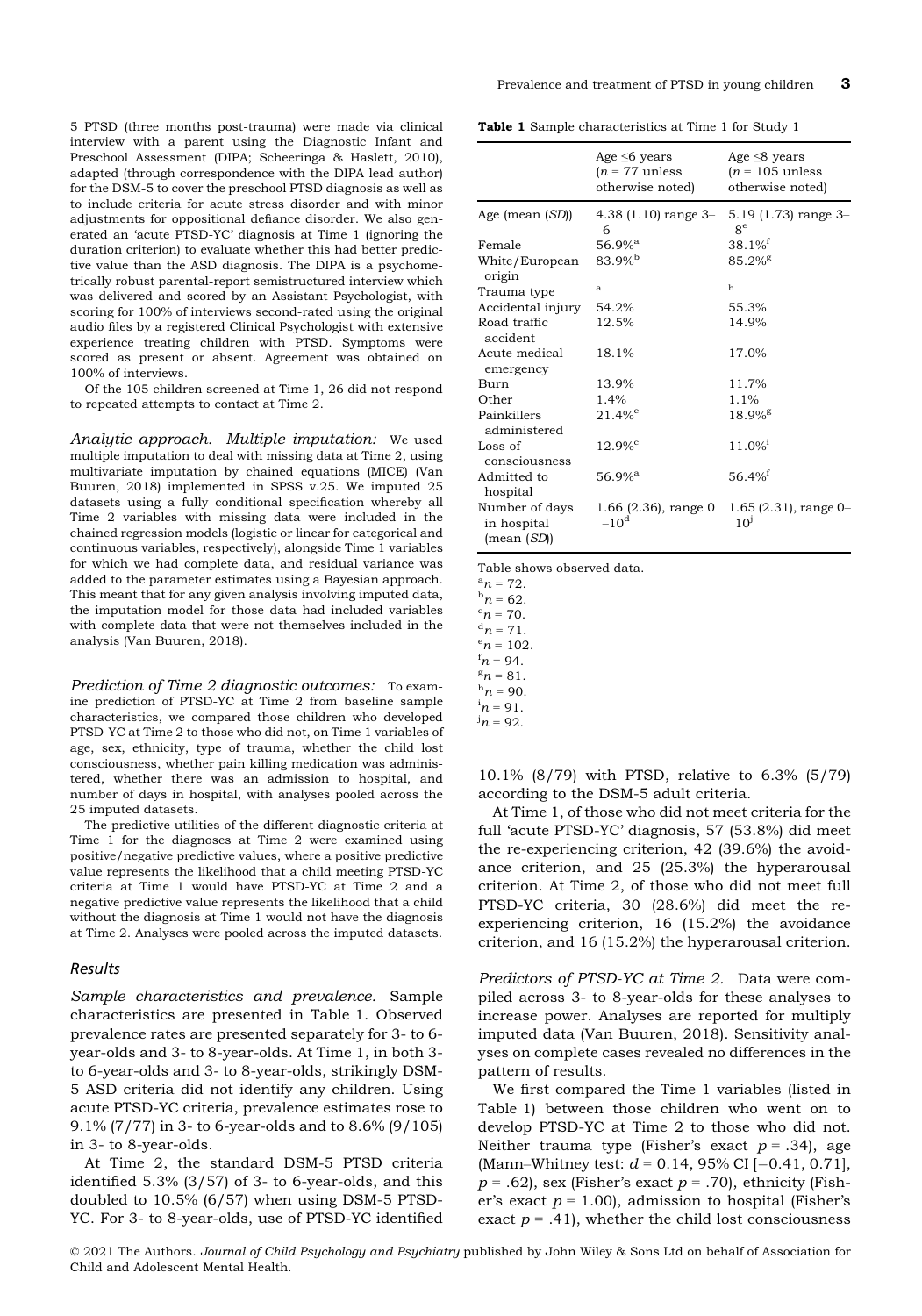5 PTSD (three months post-trauma) were made via clinical interview with a parent using the Diagnostic Infant and Preschool Assessment (DIPA; Scheeringa & Haslett, 2010), adapted (through correspondence with the DIPA lead author) for the DSM-5 to cover the preschool PTSD diagnosis as well as to include criteria for acute stress disorder and with minor adjustments for oppositional defiance disorder. We also generated an 'acute PTSD-YC' diagnosis at Time 1 (ignoring the duration criterion) to evaluate whether this had better predictive value than the ASD diagnosis. The DIPA is a psychometrically robust parental-report semistructured interview which was delivered and scored by an Assistant Psychologist, with scoring for 100% of interviews second-rated using the original audio files by a registered Clinical Psychologist with extensive experience treating children with PTSD. Symptoms were scored as present or absent. Agreement was obtained on 100% of interviews.

Of the 105 children screened at Time 1, 26 did not respond to repeated attempts to contact at Time 2.

*Analytic approach. Multiple imputation:* We used multiple imputation to deal with missing data at Time 2, using multivariate imputation by chained equations (MICE) (Van Buuren, 2018) implemented in SPSS v.25. We imputed 25 datasets using a fully conditional specification whereby all Time 2 variables with missing data were included in the chained regression models (logistic or linear for categorical and continuous variables, respectively), alongside Time 1 variables for which we had complete data, and residual variance was added to the parameter estimates using a Bayesian approach. This meant that for any given analysis involving imputed data, the imputation model for those data had included variables with complete data that were not themselves included in the analysis (Van Buuren, 2018).

*Prediction of Time 2 diagnostic outcomes:* To examine prediction of PTSD-YC at Time 2 from baseline sample characteristics, we compared those children who developed PTSD-YC at Time 2 to those who did not, on Time 1 variables of age, sex, ethnicity, type of trauma, whether the child lost consciousness, whether pain killing medication was administered, whether there was an admission to hospital, and number of days in hospital, with analyses pooled across the 25 imputed datasets.

The predictive utilities of the different diagnostic criteria at Time 1 for the diagnoses at Time 2 were examined using positive/negative predictive values, where a positive predictive value represents the likelihood that a child meeting PTSD-YC criteria at Time 1 would have PTSD-YC at Time 2 and a negative predictive value represents the likelihood that a child without the diagnosis at Time 1 would not have the diagnosis at Time 2. Analyses were pooled across the imputed datasets.

### Results

*Sample characteristics and prevalence.* Sample characteristics are presented in Table 1. Observed prevalence rates are presented separately for 3- to 6-year-olds and 3- to 8-year-olds. At Time 1, in both 3- to 6-year-olds and 3- to 8-year-olds, strikingly DSM-5 ASD criteria did not identify any children. Using acute PTSD-YC criteria, prevalence estimates rose to 9.1% (7/77) in 3- to 6-year-olds and to 8.6% (9/105) in 3- to 8-year-olds.

At Time 2, the standard DSM-5 PTSD criteria identified 5.3% (3/57) of 3- to 6-year-olds, and this doubled to 10.5% (6/57) when using DSM-5 PTSD-YC. For 3- to 8-year-olds, use of PTSD-YC identified 10.1% (8/79) with PTSD, relative to 6.3% (5/79) according to the DSM-5 adult criteria.

**Table 1** Sample characteristics at Time 1 for Study 1

| | Age ≤6 years ($n$ = 77 unless otherwise noted) | Age ≤8 years ($n$ = 105 unless otherwise noted) |
|---|---|---|
| Age (mean (*SD*)) | 4.38 (1.10) range 3–6 | 5.19 (1.73) range 3–8[e] |
| Female | 56.9%[a] | 38.1%[f] |
| White/European origin | 83.9%[b] | 85.2%[g] |
| Trauma type | [a] | [h] |
| Accidental injury | 54.2% | 55.3% |
| Road traffic accident | 12.5% | 14.9% |
| Acute medical emergency | 18.1% | 17.0% |
| Burn | 13.9% | 11.7% |
| Other | 1.4% | 1.1% |
| Painkillers administered | 21.4%[c] | 18.9%[g] |
| Loss of consciousness | 12.9%[c] | 11.0%[i] |
| Admitted to hospital | 56.9%[a] | 56.4%[f] |
| Number of days in hospital (mean (*SD*)) | 1.66 (2.36), range 0–10[d] | 1.65 (2.31), range 0–10[j] |

Table shows observed data.
[a]$n$ = 72.
[b]$n$ = 62.
[c]$n$ = 70.
[d]$n$ = 71.
[e]$n$ = 102.
[f]$n$ = 94.
[g]$n$ = 81.
[h]$n$ = 90.
[i]$n$ = 91.
[j]$n$ = 92.

At Time 1, of those who did not meet criteria for the full 'acute PTSD-YC' diagnosis, 57 (53.8%) did meet the re-experiencing criterion, 42 (39.6%) the avoidance criterion, and 25 (25.3%) the hyperarousal criterion. At Time 2, of those who did not meet full PTSD-YC criteria, 30 (28.6%) did meet the re-experiencing criterion, 16 (15.2%) the avoidance criterion, and 16 (15.2%) the hyperarousal criterion.

*Predictors of PTSD-YC at Time 2.* Data were compiled across 3- to 8-year-olds for these analyses to increase power. Analyses are reported for multiply imputed data (Van Buuren, 2018). Sensitivity analyses on complete cases revealed no differences in the pattern of results.

We first compared the Time 1 variables (listed in Table 1) between those children who went on to develop PTSD-YC at Time 2 to those who did not. Neither trauma type (Fisher's exact $p$ = .34), age (Mann–Whitney test: $d$ = 0.14, 95% CI [−0.41, 0.71], $p$ = .62), sex (Fisher's exact $p$ = .70), ethnicity (Fisher's exact $p$ = 1.00), admission to hospital (Fisher's exact $p$ = .41), whether the child lost consciousness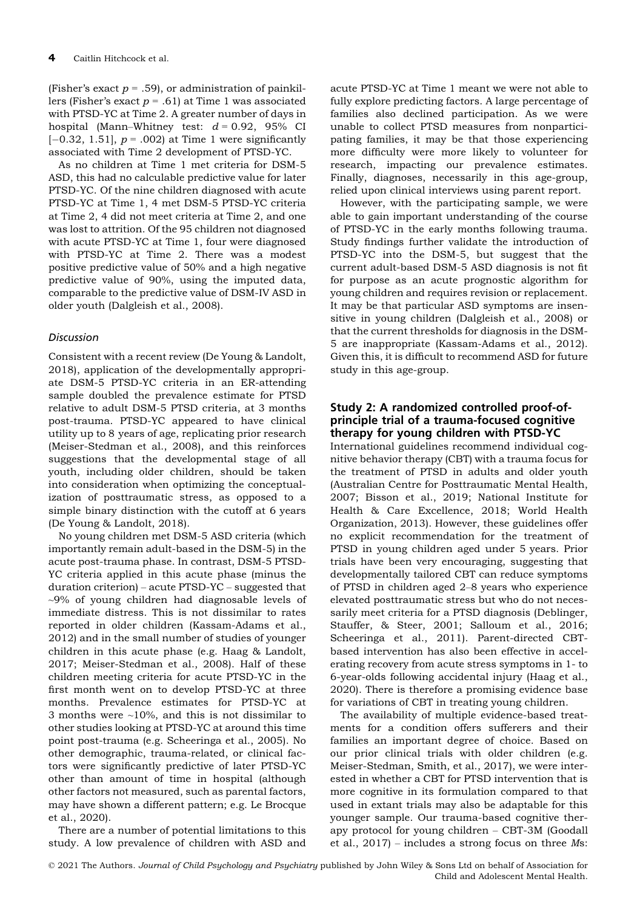(Fisher's exact $p$ = .59), or administration of painkillers (Fisher's exact $p$ = .61) at Time 1 was associated with PTSD-YC at Time 2. A greater number of days in hospital (Mann–Whitney test: $d$ = 0.92, 95% CI [−0.32, 1.51], $p$ = .002) at Time 1 were significantly associated with Time 2 development of PTSD-YC.

As no children at Time 1 met criteria for DSM-5 ASD, this had no calculable predictive value for later PTSD-YC. Of the nine children diagnosed with acute PTSD-YC at Time 1, 4 met DSM-5 PTSD-YC criteria at Time 2, 4 did not meet criteria at Time 2, and one was lost to attrition. Of the 95 children not diagnosed with acute PTSD-YC at Time 1, four were diagnosed with PTSD-YC at Time 2. There was a modest positive predictive value of 50% and a high negative predictive value of 90%, using the imputed data, comparable to the predictive value of DSM-IV ASD in older youth (Dalgleish et al., 2008).

### Discussion

Consistent with a recent review (De Young & Landolt, 2018), application of the developmentally appropriate DSM-5 PTSD-YC criteria in an ER-attending sample doubled the prevalence estimate for PTSD relative to adult DSM-5 PTSD criteria, at 3 months post-trauma. PTSD-YC appeared to have clinical utility up to 8 years of age, replicating prior research (Meiser-Stedman et al., 2008), and this reinforces suggestions that the developmental stage of all youth, including older children, should be taken into consideration when optimizing the conceptualization of posttraumatic stress, as opposed to a simple binary distinction with the cutoff at 6 years (De Young & Landolt, 2018).

No young children met DSM-5 ASD criteria (which importantly remain adult-based in the DSM-5) in the acute post-trauma phase. In contrast, DSM-5 PTSD-YC criteria applied in this acute phase (minus the duration criterion) – acute PTSD-YC – suggested that ~9% of young children had diagnosable levels of immediate distress. This is not dissimilar to rates reported in older children (Kassam-Adams et al., 2012) and in the small number of studies of younger children in this acute phase (e.g. Haag & Landolt, 2017; Meiser-Stedman et al., 2008). Half of these children meeting criteria for acute PTSD-YC in the first month went on to develop PTSD-YC at three months. Prevalence estimates for PTSD-YC at 3 months were ~10%, and this is not dissimilar to other studies looking at PTSD-YC at around this time point post-trauma (e.g. Scheeringa et al., 2005). No other demographic, trauma-related, or clinical factors were significantly predictive of later PTSD-YC other than amount of time in hospital (although other factors not measured, such as parental factors, may have shown a different pattern; e.g. Le Brocque et al., 2020).

There are a number of potential limitations to this study. A low prevalence of children with ASD and acute PTSD-YC at Time 1 meant we were not able to fully explore predicting factors. A large percentage of families also declined participation. As we were unable to collect PTSD measures from nonparticipating families, it may be that those experiencing more difficulty were more likely to volunteer for research, impacting our prevalence estimates. Finally, diagnoses, necessarily in this age-group, relied upon clinical interviews using parent report.

However, with the participating sample, we were able to gain important understanding of the course of PTSD-YC in the early months following trauma. Study findings further validate the introduction of PTSD-YC into the DSM-5, but suggest that the current adult-based DSM-5 ASD diagnosis is not fit for purpose as an acute prognostic algorithm for young children and requires revision or replacement. It may be that particular ASD symptoms are insensitive in young children (Dalgleish et al., 2008) or that the current thresholds for diagnosis in the DSM-5 are inappropriate (Kassam-Adams et al., 2012). Given this, it is difficult to recommend ASD for future study in this age-group.

## Study 2: A randomized controlled proof-of-principle trial of a trauma-focused cognitive therapy for young children with PTSD-YC

International guidelines recommend individual cognitive behavior therapy (CBT) with a trauma focus for the treatment of PTSD in adults and older youth (Australian Centre for Posttraumatic Mental Health, 2007; Bisson et al., 2019; National Institute for Health & Care Excellence, 2018; World Health Organization, 2013). However, these guidelines offer no explicit recommendation for the treatment of PTSD in young children aged under 5 years. Prior trials have been very encouraging, suggesting that developmentally tailored CBT can reduce symptoms of PTSD in children aged 2–8 years who experience elevated posttraumatic stress but who do not necessarily meet criteria for a PTSD diagnosis (Deblinger, Stauffer, & Steer, 2001; Salloum et al., 2016; Scheeringa et al., 2011). Parent-directed CBT-based intervention has also been effective in accelerating recovery from acute stress symptoms in 1- to 6-year-olds following accidental injury (Haag et al., 2020). There is therefore a promising evidence base for variations of CBT in treating young children.

The availability of multiple evidence-based treatments for a condition offers sufferers and their families an important degree of choice. Based on our prior clinical trials with older children (e.g. Meiser-Stedman, Smith, et al., 2017), we were interested in whether a CBT for PTSD intervention that is more cognitive in its formulation compared to that used in extant trials may also be adaptable for this younger sample. Our trauma-based cognitive therapy protocol for young children – CBT-3M (Goodall et al., 2017) – includes a strong focus on three *M*s: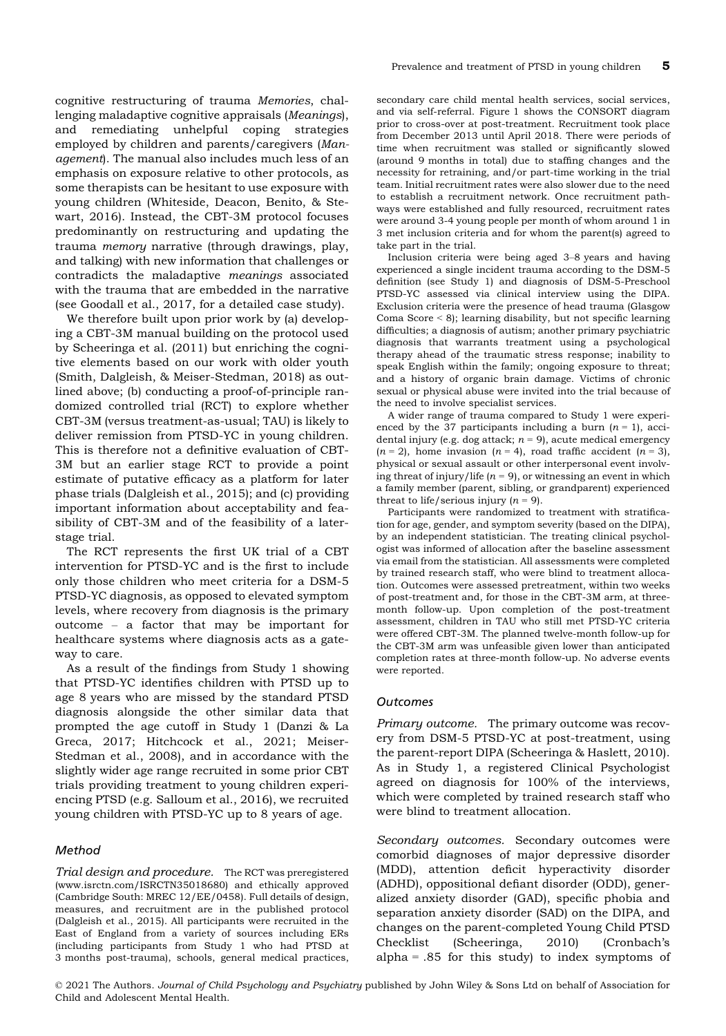cognitive restructuring of trauma *Memories*, challenging maladaptive cognitive appraisals (*Meanings*), and remediating unhelpful coping strategies employed by children and parents/caregivers (*Management*). The manual also includes much less of an emphasis on exposure relative to other protocols, as some therapists can be hesitant to use exposure with young children (Whiteside, Deacon, Benito, & Stewart, 2016). Instead, the CBT-3M protocol focuses predominantly on restructuring and updating the trauma *memory* narrative (through drawings, play, and talking) with new information that challenges or contradicts the maladaptive *meanings* associated with the trauma that are embedded in the narrative (see Goodall et al., 2017, for a detailed case study).

We therefore built upon prior work by (a) developing a CBT-3M manual building on the protocol used by Scheeringa et al. (2011) but enriching the cognitive elements based on our work with older youth (Smith, Dalgleish, & Meiser-Stedman, 2018) as outlined above; (b) conducting a proof-of-principle randomized controlled trial (RCT) to explore whether CBT-3M (versus treatment-as-usual; TAU) is likely to deliver remission from PTSD-YC in young children. This is therefore not a definitive evaluation of CBT-3M but an earlier stage RCT to provide a point estimate of putative efficacy as a platform for later phase trials (Dalgleish et al., 2015); and (c) providing important information about acceptability and feasibility of CBT-3M and of the feasibility of a later-stage trial.

The RCT represents the first UK trial of a CBT intervention for PTSD-YC and is the first to include only those children who meet criteria for a DSM-5 PTSD-YC diagnosis, as opposed to elevated symptom levels, where recovery from diagnosis is the primary outcome – a factor that may be important for healthcare systems where diagnosis acts as a gateway to care.

As a result of the findings from Study 1 showing that PTSD-YC identifies children with PTSD up to age 8 years who are missed by the standard PTSD diagnosis alongside the other similar data that prompted the age cutoff in Study 1 (Danzi & La Greca, 2017; Hitchcock et al., 2021; Meiser-Stedman et al., 2008), and in accordance with the slightly wider age range recruited in some prior CBT trials providing treatment to young children experiencing PTSD (e.g. Salloum et al., 2016), we recruited young children with PTSD-YC up to 8 years of age.

### Method

*Trial design and procedure.* The RCT was preregistered (www.isrctn.com/ISRCTN35018680) and ethically approved (Cambridge South: MREC 12/EE/0458). Full details of design, measures, and recruitment are in the published protocol (Dalgleish et al., 2015). All participants were recruited in the East of England from a variety of sources including ERs (including participants from Study 1 who had PTSD at 3 months post-trauma), schools, general medical practices, secondary care child mental health services, social services, and via self-referral. Figure 1 shows the CONSORT diagram prior to cross-over at post-treatment. Recruitment took place from December 2013 until April 2018. There were periods of time when recruitment was stalled or significantly slowed (around 9 months in total) due to staffing changes and the necessity for retraining, and/or part-time working in the trial team. Initial recruitment rates were also slower due to the need to establish a recruitment network. Once recruitment pathways were established and fully resourced, recruitment rates were around 3-4 young people per month of whom around 1 in 3 met inclusion criteria and for whom the parent(s) agreed to take part in the trial.

Inclusion criteria were being aged 3–8 years and having experienced a single incident trauma according to the DSM-5 definition (see Study 1) and diagnosis of DSM-5-Preschool PTSD-YC assessed via clinical interview using the DIPA. Exclusion criteria were the presence of head trauma (Glasgow Coma Score < 8); learning disability, but not specific learning difficulties; a diagnosis of autism; another primary psychiatric diagnosis that warrants treatment using a psychological therapy ahead of the traumatic stress response; inability to speak English within the family; ongoing exposure to threat; and a history of organic brain damage. Victims of chronic sexual or physical abuse were invited into the trial because of the need to involve specialist services.

A wider range of trauma compared to Study 1 were experienced by the 37 participants including a burn ($n = 1$), accidental injury (e.g. dog attack; $n = 9$), acute medical emergency ($n = 2$), home invasion ($n = 4$), road traffic accident ($n = 3$), physical or sexual assault or other interpersonal event involving threat of injury/life ($n = 9$), or witnessing an event in which a family member (parent, sibling, or grandparent) experienced threat to life/serious injury ($n = 9$).

Participants were randomized to treatment with stratification for age, gender, and symptom severity (based on the DIPA), by an independent statistician. The treating clinical psychologist was informed of allocation after the baseline assessment via email from the statistician. All assessments were completed by trained research staff, who were blind to treatment allocation. Outcomes were assessed pretreatment, within two weeks of post-treatment and, for those in the CBT-3M arm, at three-month follow-up. Upon completion of the post-treatment assessment, children in TAU who still met PTSD-YC criteria were offered CBT-3M. The planned twelve-month follow-up for the CBT-3M arm was unfeasible given lower than anticipated completion rates at three-month follow-up. No adverse events were reported.

### Outcomes

*Primary outcome.* The primary outcome was recovery from DSM-5 PTSD-YC at post-treatment, using the parent-report DIPA (Scheeringa & Haslett, 2010). As in Study 1, a registered Clinical Psychologist agreed on diagnosis for 100% of the interviews, which were completed by trained research staff who were blind to treatment allocation.

*Secondary outcomes.* Secondary outcomes were comorbid diagnoses of major depressive disorder (MDD), attention deficit hyperactivity disorder (ADHD), oppositional defiant disorder (ODD), generalized anxiety disorder (GAD), specific phobia and separation anxiety disorder (SAD) on the DIPA, and changes on the parent-completed Young Child PTSD Checklist (Scheeringa, 2010) (Cronbach's alpha = .85 for this study) to index symptoms of

© 2021 The Authors. *Journal of Child Psychology and Psychiatry* published by John Wiley & Sons Ltd on behalf of Association for Child and Adolescent Mental Health.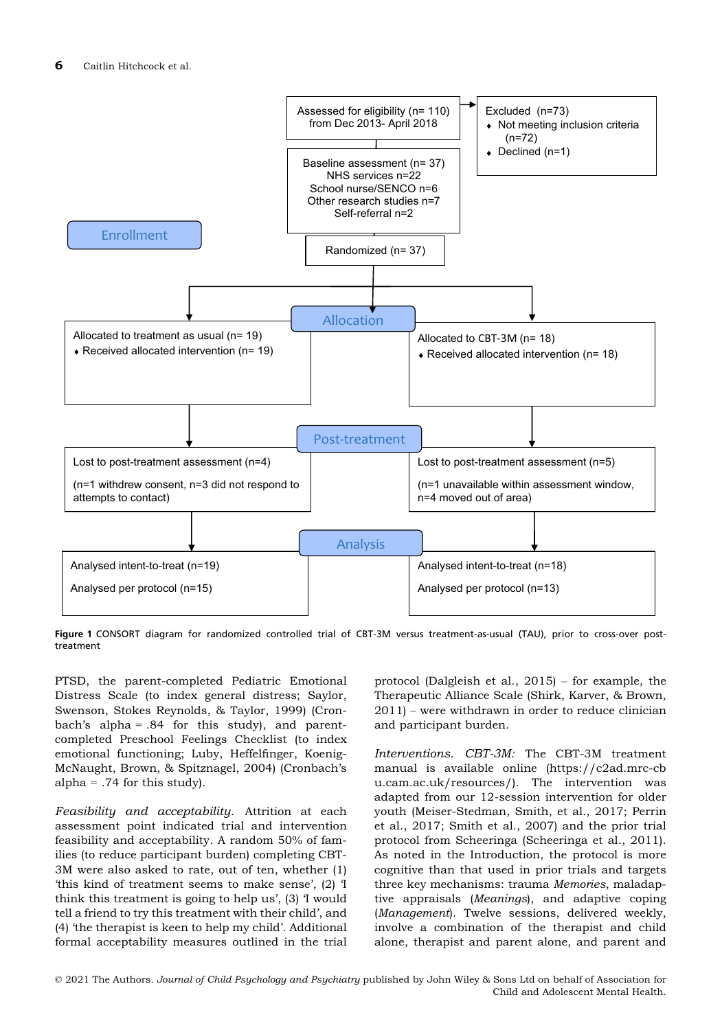Assessed for eligibility (n= 110) from Dec 2013- April 2018

Excluded (n=73)
- Not meeting inclusion criteria (n=72)
- Declined (n=1)

Baseline assessment (n= 37)
NHS services n=22
School nurse/SENCO n=6
Other research studies n=7
Self-referral n=2

Enrollment

Randomized (n= 37)

Allocation

Allocated to treatment as usual (n= 19)
- Received allocated intervention (n= 19)

Allocated to CBT-3M (n= 18)
- Received allocated intervention (n= 18)

Post-treatment

Lost to post-treatment assessment (n=4)

(n=1 withdrew consent, n=3 did not respond to attempts to contact)

Lost to post-treatment assessment (n=5)

(n=1 unavailable within assessment window, n=4 moved out of area)

Analysis

Analysed intent-to-treat (n=19)

Analysed per protocol (n=15)

Analysed intent-to-treat (n=18)

Analysed per protocol (n=13)

**Figure 1** CONSORT diagram for randomized controlled trial of CBT-3M versus treatment-as-usual (TAU), prior to cross-over post-treatment

PTSD, the parent-completed Pediatric Emotional Distress Scale (to index general distress; Saylor, Swenson, Stokes Reynolds, & Taylor, 1999) (Cronbach's alpha = .84 for this study), and parent-completed Preschool Feelings Checklist (to index emotional functioning; Luby, Heffelfinger, Koenig-McNaught, Brown, & Spitznagel, 2004) (Cronbach's alpha = .74 for this study).

*Feasibility and acceptability.* Attrition at each assessment point indicated trial and intervention feasibility and acceptability. A random 50% of families (to reduce participant burden) completing CBT-3M were also asked to rate, out of ten, whether (1) 'this kind of treatment seems to make sense', (2) 'I think this treatment is going to help us', (3) 'I would tell a friend to try this treatment with their child', and (4) 'the therapist is keen to help my child'. Additional formal acceptability measures outlined in the trial protocol (Dalgleish et al., 2015) – for example, the Therapeutic Alliance Scale (Shirk, Karver, & Brown, 2011) – were withdrawn in order to reduce clinician and participant burden.

*Interventions. CBT-3M:* The CBT-3M treatment manual is available online (https://c2ad.mrc-cbu.cam.ac.uk/resources/). The intervention was adapted from our 12-session intervention for older youth (Meiser-Stedman, Smith, et al., 2017; Perrin et al., 2017; Smith et al., 2007) and the prior trial protocol from Scheeringa (Scheeringa et al., 2011). As noted in the Introduction, the protocol is more cognitive than that used in prior trials and targets three key mechanisms: trauma *Memories*, maladaptive appraisals (*Meanings*), and adaptive coping (*Management*). Twelve sessions, delivered weekly, involve a combination of the therapist and child alone, therapist and parent alone, and parent and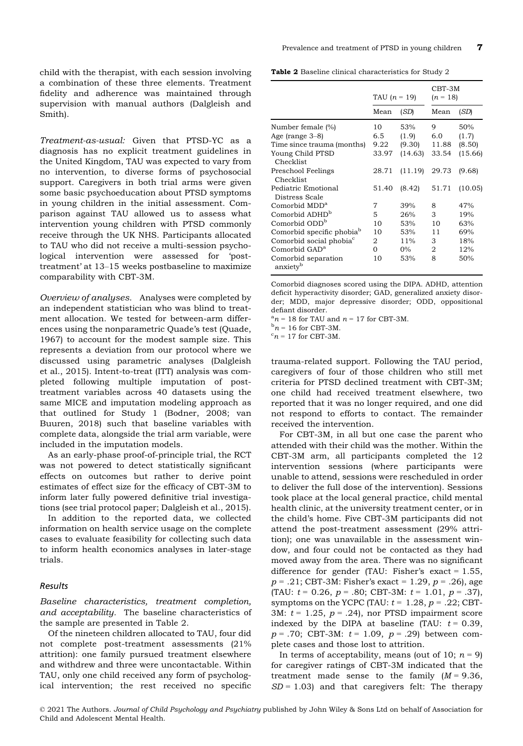child with the therapist, with each session involving a combination of these three elements. Treatment fidelity and adherence was maintained through supervision with manual authors (Dalgleish and Smith).

*Treatment-as-usual:* Given that PTSD-YC as a diagnosis has no explicit treatment guidelines in the United Kingdom, TAU was expected to vary from no intervention, to diverse forms of psychosocial support. Caregivers in both trial arms were given some basic psychoeducation about PTSD symptoms in young children in the initial assessment. Comparison against TAU allowed us to assess what intervention young children with PTSD commonly receive through the UK NHS. Participants allocated to TAU who did not receive a multi-session psychological intervention were assessed for 'post-treatment' at 13–15 weeks postbaseline to maximize comparability with CBT-3M.

*Overview of analyses.* Analyses were completed by an independent statistician who was blind to treatment allocation. We tested for between-arm differences using the nonparametric Quade's test (Quade, 1967) to account for the modest sample size. This represents a deviation from our protocol where we discussed using parametric analyses (Dalgleish et al., 2015). Intent-to-treat (ITT) analysis was completed following multiple imputation of post-treatment variables across 40 datasets using the same MICE and imputation modeling approach as that outlined for Study 1 (Bodner, 2008; van Buuren, 2018) such that baseline variables with complete data, alongside the trial arm variable, were included in the imputation models.

As an early-phase proof-of-principle trial, the RCT was not powered to detect statistically significant effects on outcomes but rather to derive point estimates of effect size for the efficacy of CBT-3M to inform later fully powered definitive trial investigations (see trial protocol paper; Dalgleish et al., 2015).

In addition to the reported data, we collected information on health service usage on the complete cases to evaluate feasibility for collecting such data to inform health economics analyses in later-stage trials.

## Results

*Baseline characteristics, treatment completion, and acceptability.* The baseline characteristics of the sample are presented in Table 2.

Of the nineteen children allocated to TAU, four did not complete post-treatment assessments (21% attrition): one family pursued treatment elsewhere and withdrew and three were uncontactable. Within TAU, only one child received any form of psychological intervention; the rest received no specific trauma-related support. Following the TAU period, caregivers of four of those children who still met criteria for PTSD declined treatment with CBT-3M; one child had received treatment elsewhere, two reported that it was no longer required, and one did not respond to efforts to contact. The remainder received the intervention.

For CBT-3M, in all but one case the parent who attended with their child was the mother. Within the CBT-3M arm, all participants completed the 12 intervention sessions (where participants were unable to attend, sessions were rescheduled in order to deliver the full dose of the intervention). Sessions took place at the local general practice, child mental health clinic, at the university treatment center, or in the child's home. Five CBT-3M participants did not attend the post-treatment assessment (29% attrition); one was unavailable in the assessment window, and four could not be contacted as they had moved away from the area. There was no significant difference for gender (TAU: Fisher's exact = 1.55, $p = .21$; CBT-3M: Fisher's exact = 1.29, $p = .26$), age (TAU: $t = 0.26$, $p = .80$; CBT-3M: $t = 1.01$, $p = .37$), symptoms on the YCPC (TAU: $t = 1.28$, $p = .22$; CBT-3M: $t = 1.25$, $p = .24$), nor PTSD impairment score indexed by the DIPA at baseline (TAU: $t = 0.39$, $p = .70$; CBT-3M: $t = 1.09$, $p = .29$) between complete cases and those lost to attrition.

In terms of acceptability, means (out of 10; $n = 9$) for caregiver ratings of CBT-3M indicated that the treatment made sense to the family ($M = 9.36$, $SD = 1.03$) and that caregivers felt: The therapy

**Table 2** Baseline clinical characteristics for Study 2

| | TAU ($n$ = 19) | | CBT-3M ($n$ = 18) | |
|---|---|---|---|---|
| | Mean | (*SD*) | Mean | (*SD*) |
| Number female (%) | 10 | 53% | 9 | 50% |
| Age (range 3–8) | 6.5 | (1.9) | 6.0 | (1.7) |
| Time since trauma (months) | 9.22 | (9.30) | 11.88 | (8.50) |
| Young Child PTSD Checklist | 33.97 | (14.63) | 33.54 | (15.66) |
| Preschool Feelings Checklist | 28.71 | (11.19) | 29.73 | (9.68) |
| Pediatric Emotional Distress Scale | 51.40 | (8.42) | 51.71 | (10.05) |
| Comorbid MDD[a] | 7 | 39% | 8 | 47% |
| Comorbid ADHD[b] | 5 | 26% | 3 | 19% |
| Comorbid ODD[b] | 10 | 53% | 10 | 63% |
| Comorbid specific phobia[b] | 10 | 53% | 11 | 69% |
| Comorbid social phobia[c] | 2 | 11% | 3 | 18% |
| Comorbid GAD[a] | 0 | 0% | 2 | 12% |
| Comorbid separation anxiety[b] | 10 | 53% | 8 | 50% |

Comorbid diagnoses scored using the DIPA. ADHD, attention deficit hyperactivity disorder; GAD, generalized anxiety disorder; MDD, major depressive disorder; ODD, oppositional defiant disorder.

[a]$n$ = 18 for TAU and $n$ = 17 for CBT-3M.

[b]$n$ = 16 for CBT-3M.

[c]$n$ = 17 for CBT-3M.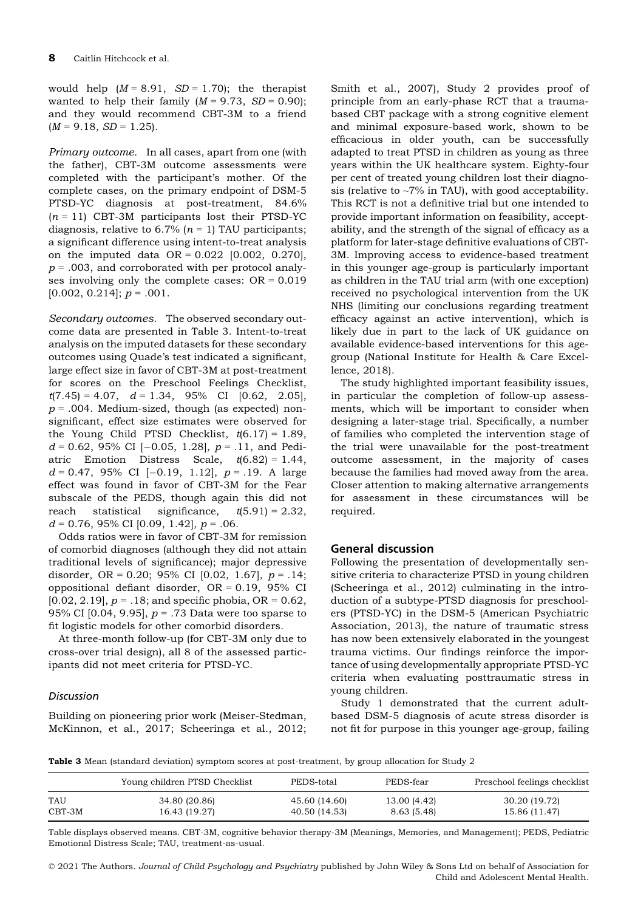would help ($M = 8.91$, $SD = 1.70$); the therapist wanted to help their family ($M = 9.73$, $SD = 0.90$); and they would recommend CBT-3M to a friend ($M = 9.18$, $SD = 1.25$).

*Primary outcome.* In all cases, apart from one (with the father), CBT-3M outcome assessments were completed with the participant's mother. Of the complete cases, on the primary endpoint of DSM-5 PTSD-YC diagnosis at post-treatment, 84.6% ($n = 11$) CBT-3M participants lost their PTSD-YC diagnosis, relative to 6.7% ($n = 1$) TAU participants; a significant difference using intent-to-treat analysis on the imputed data OR = 0.022 [0.002, 0.270], $p = .003$, and corroborated with per protocol analyses involving only the complete cases: OR = 0.019 [0.002, 0.214]; $p = .001$.

*Secondary outcomes.* The observed secondary outcome data are presented in Table 3. Intent-to-treat analysis on the imputed datasets for these secondary outcomes using Quade's test indicated a significant, large effect size in favor of CBT-3M at post-treatment for scores on the Preschool Feelings Checklist, $t(7.45) = 4.07$, $d = 1.34$, 95% CI [0.62, 2.05], $p = .004$. Medium-sized, though (as expected) non-significant, effect size estimates were observed for the Young Child PTSD Checklist, $t(6.17) = 1.89$, $d = 0.62$, 95% CI [−0.05, 1.28], $p = .11$, and Pediatric Emotion Distress Scale, $t(6.82) = 1.44$, $d = 0.47$, 95% CI [−0.19, 1.12], $p = .19$. A large effect was found in favor of CBT-3M for the Fear subscale of the PEDS, though again this did not reach statistical significance, $t(5.91) = 2.32$, $d = 0.76$, 95% CI [0.09, 1.42], $p = .06$.

Odds ratios were in favor of CBT-3M for remission of comorbid diagnoses (although they did not attain traditional levels of significance); major depressive disorder, OR = 0.20; 95% CI [0.02, 1.67], $p = .14$; oppositional defiant disorder, OR = 0.19, 95% CI [0.02, 2.19], $p = .18$; and specific phobia, OR = 0.62, 95% CI [0.04, 9.95], $p = .73$ Data were too sparse to fit logistic models for other comorbid disorders.

At three-month follow-up (for CBT-3M only due to cross-over trial design), all 8 of the assessed participants did not meet criteria for PTSD-YC.

### Discussion

Building on pioneering prior work (Meiser-Stedman, McKinnon, et al., 2017; Scheeringa et al., 2012; Smith et al., 2007), Study 2 provides proof of principle from an early-phase RCT that a trauma-based CBT package with a strong cognitive element and minimal exposure-based work, shown to be efficacious in older youth, can be successfully adapted to treat PTSD in children as young as three years within the UK healthcare system. Eighty-four per cent of treated young children lost their diagnosis (relative to ~7% in TAU), with good acceptability. This RCT is not a definitive trial but one intended to provide important information on feasibility, acceptability, and the strength of the signal of efficacy as a platform for later-stage definitive evaluations of CBT-3M. Improving access to evidence-based treatment in this younger age-group is particularly important as children in the TAU trial arm (with one exception) received no psychological intervention from the UK NHS (limiting our conclusions regarding treatment efficacy against an active intervention), which is likely due in part to the lack of UK guidance on available evidence-based interventions for this age-group (National Institute for Health & Care Excellence, 2018).

The study highlighted important feasibility issues, in particular the completion of follow-up assessments, which will be important to consider when designing a later-stage trial. Specifically, a number of families who completed the intervention stage of the trial were unavailable for the post-treatment outcome assessment, in the majority of cases because the families had moved away from the area. Closer attention to making alternative arrangements for assessment in these circumstances will be required.

## General discussion

Following the presentation of developmentally sensitive criteria to characterize PTSD in young children (Scheeringa et al., 2012) culminating in the introduction of a subtype-PTSD diagnosis for preschoolers (PTSD-YC) in the DSM-5 (American Psychiatric Association, 2013), the nature of traumatic stress has now been extensively elaborated in the youngest trauma victims. Our findings reinforce the importance of using developmentally appropriate PTSD-YC criteria when evaluating posttraumatic stress in young children.

Study 1 demonstrated that the current adult-based DSM-5 diagnosis of acute stress disorder is not fit for purpose in this younger age-group, failing

**Table 3** Mean (standard deviation) symptom scores at post-treatment, by group allocation for Study 2

| | Young children PTSD Checklist | PEDS-total | PEDS-fear | Preschool feelings checklist |
|---|---|---|---|---|
| TAU | 34.80 (20.86) | 45.60 (14.60) | 13.00 (4.42) | 30.20 (19.72) |
| CBT-3M | 16.43 (19.27) | 40.50 (14.53) | 8.63 (5.48) | 15.86 (11.47) |

Table displays observed means. CBT-3M, cognitive behavior therapy-3M (Meanings, Memories, and Management); PEDS, Pediatric Emotional Distress Scale; TAU, treatment-as-usual.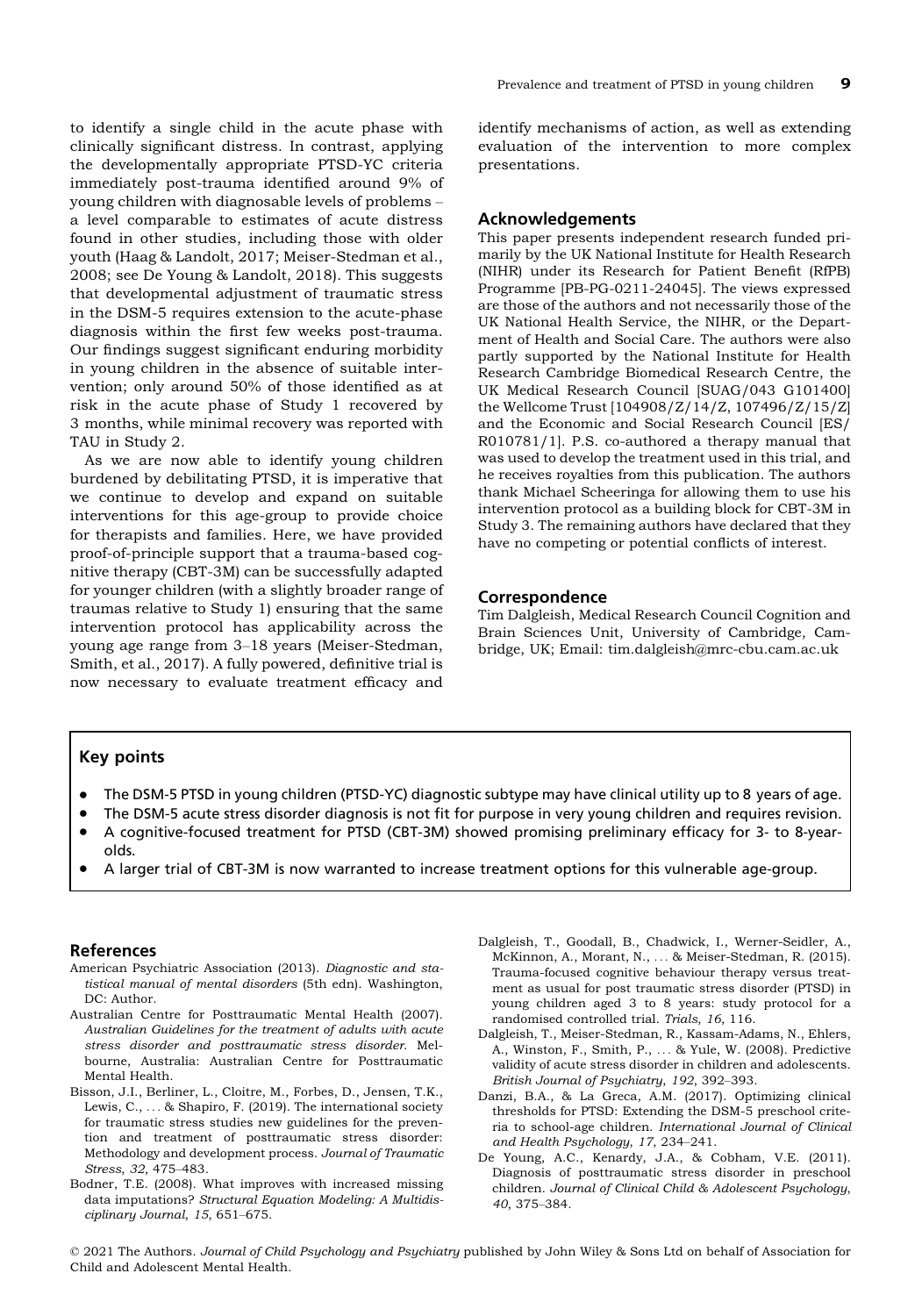to identify a single child in the acute phase with clinically significant distress. In contrast, applying the developmentally appropriate PTSD-YC criteria immediately post-trauma identified around 9% of young children with diagnosable levels of problems – a level comparable to estimates of acute distress found in other studies, including those with older youth (Haag & Landolt, 2017; Meiser-Stedman et al., 2008; see De Young & Landolt, 2018). This suggests that developmental adjustment of traumatic stress in the DSM-5 requires extension to the acute-phase diagnosis within the first few weeks post-trauma. Our findings suggest significant enduring morbidity in young children in the absence of suitable intervention; only around 50% of those identified as at risk in the acute phase of Study 1 recovered by 3 months, while minimal recovery was reported with TAU in Study 2.

As we are now able to identify young children burdened by debilitating PTSD, it is imperative that we continue to develop and expand on suitable interventions for this age-group to provide choice for therapists and families. Here, we have provided proof-of-principle support that a trauma-based cognitive therapy (CBT-3M) can be successfully adapted for younger children (with a slightly broader range of traumas relative to Study 1) ensuring that the same intervention protocol has applicability across the young age range from 3–18 years (Meiser-Stedman, Smith, et al., 2017). A fully powered, definitive trial is now necessary to evaluate treatment efficacy and identify mechanisms of action, as well as extending evaluation of the intervention to more complex presentations.

## Acknowledgements

This paper presents independent research funded primarily by the UK National Institute for Health Research (NIHR) under its Research for Patient Benefit (RfPB) Programme [PB-PG-0211-24045]. The views expressed are those of the authors and not necessarily those of the UK National Health Service, the NIHR, or the Department of Health and Social Care. The authors were also partly supported by the National Institute for Health Research Cambridge Biomedical Research Centre, the UK Medical Research Council [SUAG/043 G101400] the Wellcome Trust [104908/Z/14/Z, 107496/Z/15/Z] and the Economic and Social Research Council [ES/R010781/1]. P.S. co-authored a therapy manual that was used to develop the treatment used in this trial, and he receives royalties from this publication. The authors thank Michael Scheeringa for allowing them to use his intervention protocol as a building block for CBT-3M in Study 3. The remaining authors have declared that they have no competing or potential conflicts of interest.

## Correspondence

Tim Dalgleish, Medical Research Council Cognition and Brain Sciences Unit, University of Cambridge, Cambridge, UK; Email: tim.dalgleish@mrc-cbu.cam.ac.uk

## Key points

- The DSM-5 PTSD in young children (PTSD-YC) diagnostic subtype may have clinical utility up to 8 years of age.
- The DSM-5 acute stress disorder diagnosis is not fit for purpose in very young children and requires revision.
- A cognitive-focused treatment for PTSD (CBT-3M) showed promising preliminary efficacy for 3- to 8-year-olds.
- A larger trial of CBT-3M is now warranted to increase treatment options for this vulnerable age-group.

## References

American Psychiatric Association (2013). *Diagnostic and statistical manual of mental disorders* (5th edn). Washington, DC: Author.

Australian Centre for Posttraumatic Mental Health (2007). *Australian Guidelines for the treatment of adults with acute stress disorder and posttraumatic stress disorder*. Melbourne, Australia: Australian Centre for Posttraumatic Mental Health.

Bisson, J.I., Berliner, L., Cloitre, M., Forbes, D., Jensen, T.K., Lewis, C., ... & Shapiro, F. (2019). The international society for traumatic stress studies new guidelines for the prevention and treatment of posttraumatic stress disorder: Methodology and development process. *Journal of Traumatic Stress*, *32*, 475–483.

Bodner, T.E. (2008). What improves with increased missing data imputations? *Structural Equation Modeling: A Multidisciplinary Journal*, *15*, 651–675.

Dalgleish, T., Goodall, B., Chadwick, I., Werner-Seidler, A., McKinnon, A., Morant, N., ... & Meiser-Stedman, R. (2015). Trauma-focused cognitive behaviour therapy versus treatment as usual for post traumatic stress disorder (PTSD) in young children aged 3 to 8 years: study protocol for a randomised controlled trial. *Trials*, *16*, 116.

Dalgleish, T., Meiser-Stedman, R., Kassam-Adams, N., Ehlers, A., Winston, F., Smith, P., ... & Yule, W. (2008). Predictive validity of acute stress disorder in children and adolescents. *British Journal of Psychiatry*, *192*, 392–393.

Danzi, B.A., & La Greca, A.M. (2017). Optimizing clinical thresholds for PTSD: Extending the DSM-5 preschool criteria to school-age children. *International Journal of Clinical and Health Psychology*, *17*, 234–241.

De Young, A.C., Kenardy, J.A., & Cobham, V.E. (2011). Diagnosis of posttraumatic stress disorder in preschool children. *Journal of Clinical Child & Adolescent Psychology*, *40*, 375–384.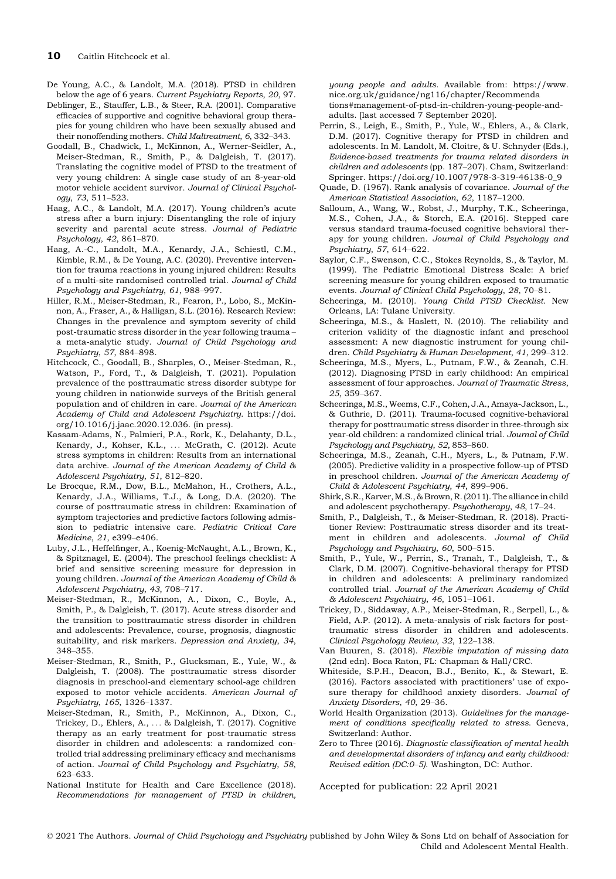De Young, A.C., & Landolt, M.A. (2018). PTSD in children below the age of 6 years. *Current Psychiatry Reports*, *20*, 97.

Deblinger, E., Stauffer, L.B., & Steer, R.A. (2001). Comparative efficacies of supportive and cognitive behavioral group therapies for young children who have been sexually abused and their nonoffending mothers. *Child Maltreatment*, *6*, 332–343.

Goodall, B., Chadwick, I., McKinnon, A., Werner-Seidler, A., Meiser-Stedman, R., Smith, P., & Dalgleish, T. (2017). Translating the cognitive model of PTSD to the treatment of very young children: A single case study of an 8-year-old motor vehicle accident survivor. *Journal of Clinical Psychology*, *73*, 511–523.

Haag, A.C., & Landolt, M.A. (2017). Young children's acute stress after a burn injury: Disentangling the role of injury severity and parental acute stress. *Journal of Pediatric Psychology*, *42*, 861–870.

Haag, A.-C., Landolt, M.A., Kenardy, J.A., Schiestl, C.M., Kimble, R.M., & De Young, A.C. (2020). Preventive intervention for trauma reactions in young injured children: Results of a multi-site randomised controlled trial. *Journal of Child Psychology and Psychiatry*, *61*, 988–997.

Hiller, R.M., Meiser-Stedman, R., Fearon, P., Lobo, S., McKinnon, A., Fraser, A., & Halligan, S.L. (2016). Research Review: Changes in the prevalence and symptom severity of child post-traumatic stress disorder in the year following trauma – a meta-analytic study. *Journal of Child Psychology and Psychiatry*, *57*, 884–898.

Hitchcock, C., Goodall, B., Sharples, O., Meiser-Stedman, R., Watson, P., Ford, T., & Dalgleish, T. (2021). Population prevalence of the posttraumatic stress disorder subtype for young children in nationwide surveys of the British general population and of children in care. *Journal of the American Academy of Child and Adolescent Psychiatry*. https://doi.org/10.1016/j.jaac.2020.12.036. (in press).

Kassam-Adams, N., Palmieri, P.A., Rork, K., Delahanty, D.L., Kenardy, J., Kohser, K.L., … McGrath, C. (2012). Acute stress symptoms in children: Results from an international data archive. *Journal of the American Academy of Child & Adolescent Psychiatry*, *51*, 812–820.

Le Brocque, R.M., Dow, B.L., McMahon, H., Crothers, A.L., Kenardy, J.A., Williams, T.J., & Long, D.A. (2020). The course of posttraumatic stress in children: Examination of symptom trajectories and predictive factors following admission to pediatric intensive care. *Pediatric Critical Care Medicine*, *21*, e399–e406.

Luby, J.L., Heffelfinger, A., Koenig-McNaught, A.L., Brown, K., & Spitznagel, E. (2004). The preschool feelings checklist: A brief and sensitive screening measure for depression in young children. *Journal of the American Academy of Child & Adolescent Psychiatry*, *43*, 708–717.

Meiser-Stedman, R., McKinnon, A., Dixon, C., Boyle, A., Smith, P., & Dalgleish, T. (2017). Acute stress disorder and the transition to posttraumatic stress disorder in children and adolescents: Prevalence, course, prognosis, diagnostic suitability, and risk markers. *Depression and Anxiety*, *34*, 348–355.

Meiser-Stedman, R., Smith, P., Glucksman, E., Yule, W., & Dalgleish, T. (2008). The posttraumatic stress disorder diagnosis in preschool-and elementary school-age children exposed to motor vehicle accidents. *American Journal of Psychiatry*, *165*, 1326–1337.

Meiser-Stedman, R., Smith, P., McKinnon, A., Dixon, C., Trickey, D., Ehlers, A., … & Dalgleish, T. (2017). Cognitive therapy as an early treatment for post-traumatic stress disorder in children and adolescents: a randomized controlled trial addressing preliminary efficacy and mechanisms of action. *Journal of Child Psychology and Psychiatry*, *58*, 623–633.

National Institute for Health and Care Excellence (2018). *Recommendations for management of PTSD in children, young people and adults.* Available from: https://www.nice.org.uk/guidance/ng116/chapter/Recommendations#management-of-ptsd-in-children-young-people-and-adults. [last accessed 7 September 2020].

Perrin, S., Leigh, E., Smith, P., Yule, W., Ehlers, A., & Clark, D.M. (2017). Cognitive therapy for PTSD in children and adolescents. In M. Landolt, M. Cloitre, & U. Schnyder (Eds.), *Evidence-based treatments for trauma related disorders in children and adolescents* (pp. 187–207). Cham, Switzerland: Springer. https://doi.org/10.1007/978-3-319-46138-0_9

Quade, D. (1967). Rank analysis of covariance. *Journal of the American Statistical Association*, *62*, 1187–1200.

Salloum, A., Wang, W., Robst, J., Murphy, T.K., Scheeringa, M.S., Cohen, J.A., & Storch, E.A. (2016). Stepped care versus standard trauma-focused cognitive behavioral therapy for young children. *Journal of Child Psychology and Psychiatry*, *57*, 614–622.

Saylor, C.F., Swenson, C.C., Stokes Reynolds, S., & Taylor, M. (1999). The Pediatric Emotional Distress Scale: A brief screening measure for young children exposed to traumatic events. *Journal of Clinical Child Psychology*, *28*, 70–81.

Scheeringa, M. (2010). *Young Child PTSD Checklist.* New Orleans, LA: Tulane University.

Scheeringa, M.S., & Haslett, N. (2010). The reliability and criterion validity of the diagnostic infant and preschool assessment: A new diagnostic instrument for young children. *Child Psychiatry & Human Development*, *41*, 299–312.

Scheeringa, M.S., Myers, L., Putnam, F.W., & Zeanah, C.H. (2012). Diagnosing PTSD in early childhood: An empirical assessment of four approaches. *Journal of Traumatic Stress*, *25*, 359–367.

Scheeringa, M.S., Weems, C.F., Cohen, J.A., Amaya-Jackson, L., & Guthrie, D. (2011). Trauma-focused cognitive-behavioral therapy for posttraumatic stress disorder in three-through six year-old children: a randomized clinical trial. *Journal of Child Psychology and Psychiatry*, *52*, 853–860.

Scheeringa, M.S., Zeanah, C.H., Myers, L., & Putnam, F.W. (2005). Predictive validity in a prospective follow-up of PTSD in preschool children. *Journal of the American Academy of Child & Adolescent Psychiatry*, *44*, 899–906.

Shirk, S.R., Karver, M.S., & Brown, R. (2011). The alliance in child and adolescent psychotherapy. *Psychotherapy*, *48*, 17–24.

Smith, P., Dalgleish, T., & Meiser-Stedman, R. (2018). Practitioner Review: Posttraumatic stress disorder and its treatment in children and adolescents. *Journal of Child Psychology and Psychiatry*, *60*, 500–515.

Smith, P., Yule, W., Perrin, S., Tranah, T., Dalgleish, T., & Clark, D.M. (2007). Cognitive-behavioral therapy for PTSD in children and adolescents: A preliminary randomized controlled trial. *Journal of the American Academy of Child & Adolescent Psychiatry*, *46*, 1051–1061.

Trickey, D., Siddaway, A.P., Meiser-Stedman, R., Serpell, L., & Field, A.P. (2012). A meta-analysis of risk factors for post-traumatic stress disorder in children and adolescents. *Clinical Psychology Review*, *32*, 122–138.

Van Buuren, S. (2018). *Flexible imputation of missing data* (2nd edn). Boca Raton, FL: Chapman & Hall/CRC.

Whiteside, S.P.H., Deacon, B.J., Benito, K., & Stewart, E. (2016). Factors associated with practitioners' use of exposure therapy for childhood anxiety disorders. *Journal of Anxiety Disorders*, *40*, 29–36.

World Health Organization (2013). *Guidelines for the management of conditions specifically related to stress.* Geneva, Switzerland: Author.

Zero to Three (2016). *Diagnostic classification of mental health and developmental disorders of infancy and early childhood: Revised edition (DC:0–5).* Washington, DC: Author.

Accepted for publication: 22 April 2021

© 2021 The Authors. *Journal of Child Psychology and Psychiatry* published by John Wiley & Sons Ltd on behalf of Association for Child and Adolescent Mental Health.